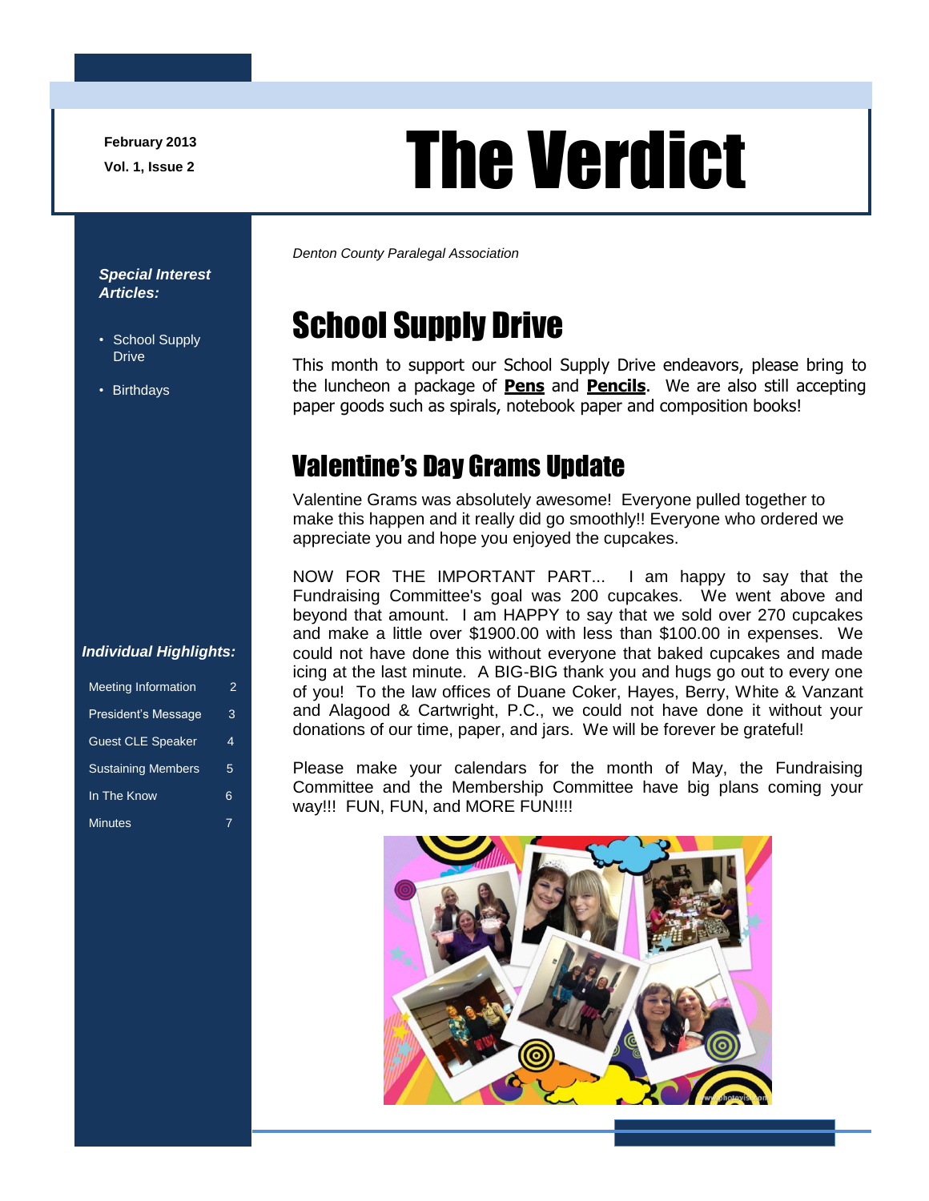February 2013

Vol. 1, Issue 2

# The Verdict

*Denton County Paralegal Association*

***Special Interest Articles:***

- School Supply Drive
- Birthdays

***Individual Highlights:***

| | |
|---|---|
| Meeting Information | 2 |
| President's Message | 3 |
| Guest CLE Speaker | 4 |
| Sustaining Members | 5 |
| In The Know | 6 |
| Minutes | 7 |

## School Supply Drive

This month to support our School Supply Drive endeavors, please bring to the luncheon a package of **Pens** and **Pencils**. We are also still accepting paper goods such as spirals, notebook paper and composition books!

## Valentine's Day Grams Update

Valentine Grams was absolutely awesome! Everyone pulled together to make this happen and it really did go smoothly!! Everyone who ordered we appreciate you and hope you enjoyed the cupcakes.

NOW FOR THE IMPORTANT PART... I am happy to say that the Fundraising Committee's goal was 200 cupcakes. We went above and beyond that amount. I am HAPPY to say that we sold over 270 cupcakes and make a little over $1900.00 with less than $100.00 in expenses. We could not have done this without everyone that baked cupcakes and made icing at the last minute. A BIG-BIG thank you and hugs go out to every one of you! To the law offices of Duane Coker, Hayes, Berry, White & Vanzant and Alagood & Cartwright, P.C., we could not have done it without your donations of our time, paper, and jars. We will be forever be grateful!

Please make your calendars for the month of May, the Fundraising Committee and the Membership Committee have big plans coming your way!!! FUN, FUN, and MORE FUN!!!!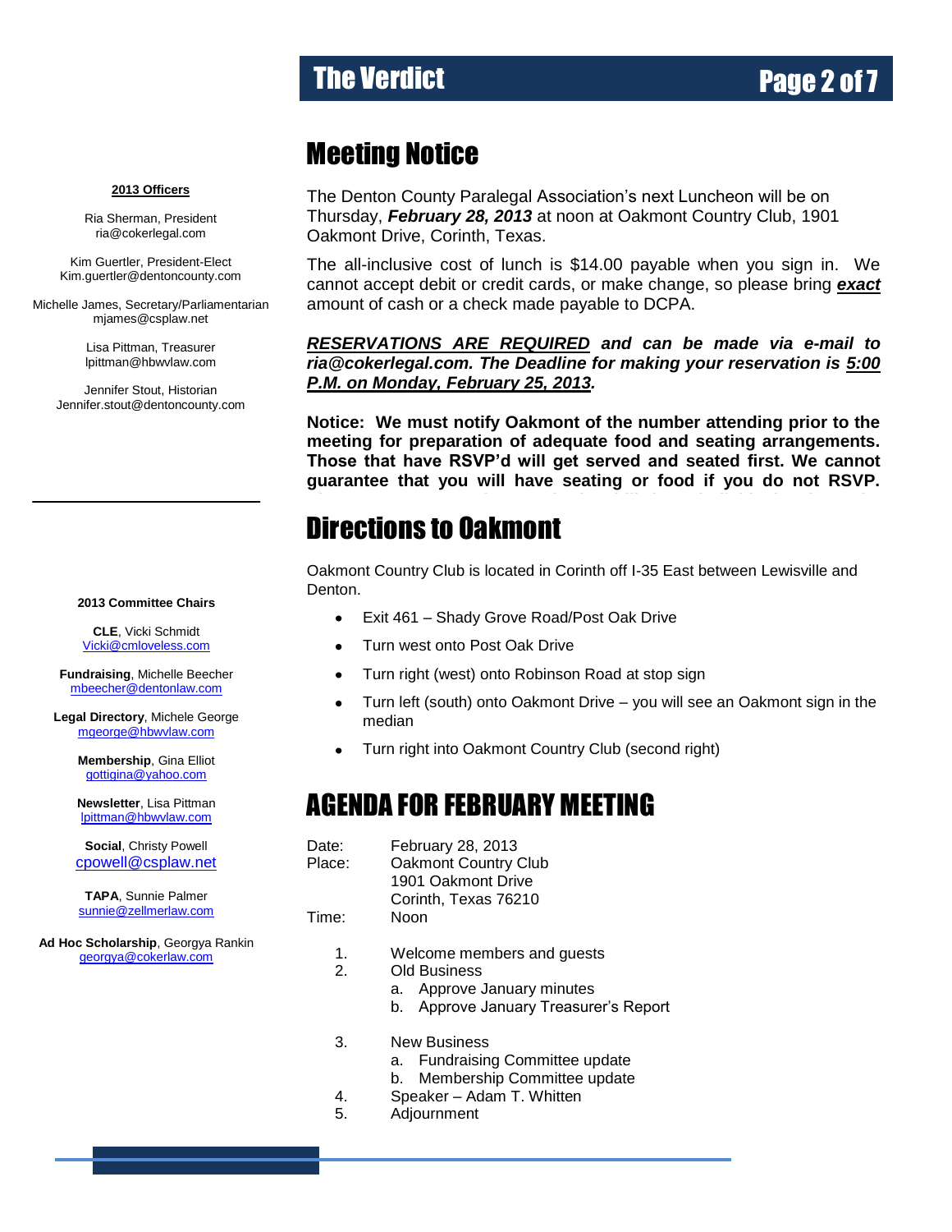**2013 Officers**

Ria Sherman, President
ria@cokerlegal.com

Kim Guertler, President-Elect
Kim.guertler@dentoncounty.com

Michelle James, Secretary/Parliamentarian
mjames@csplaw.net

Lisa Pittman, Treasurer
lpittman@hbwvlaw.com

Jennifer Stout, Historian
Jennifer.stout@dentoncounty.com

**2013 Committee Chairs**

**CLE**, Vicki Schmidt
Vicki@cmloveless.com

**Fundraising**, Michelle Beecher
mbeecher@dentonlaw.com

**Legal Directory**, Michele George
mgeorge@hbwvlaw.com

**Membership**, Gina Elliot
gottigina@yahoo.com

**Newsletter**, Lisa Pittman
lpittman@hbwvlaw.com

**Social**, Christy Powell
cpowell@csplaw.net

**TAPA**, Sunnie Palmer
sunnie@zellmerlaw.com

**Ad Hoc Scholarship**, Georgya Rankin
georgya@cokerlaw.com

# Meeting Notice

The Denton County Paralegal Association's next Luncheon will be on Thursday, ***February 28, 2013*** at noon at Oakmont Country Club, 1901 Oakmont Drive, Corinth, Texas.

The all-inclusive cost of lunch is $14.00 payable when you sign in. We cannot accept debit or credit cards, or make change, so please bring ***exact*** amount of cash or a check made payable to DCPA.

***RESERVATIONS ARE REQUIRED and can be made via e-mail to ria@cokerlegal.com. The Deadline for making your reservation is 5:00 P.M. on Monday, February 25, 2013.***

**Notice: We must notify Oakmont of the number attending prior to the meeting for preparation of adequate food and seating arrangements. Those that have RSVP'd will get served and seated first. We cannot guarantee that you will have seating or food if you do not RSVP.**

# Directions to Oakmont

Oakmont Country Club is located in Corinth off I-35 East between Lewisville and Denton.

- Exit 461 – Shady Grove Road/Post Oak Drive
- Turn west onto Post Oak Drive
- Turn right (west) onto Robinson Road at stop sign
- Turn left (south) onto Oakmont Drive – you will see an Oakmont sign in the median
- Turn right into Oakmont Country Club (second right)

# AGENDA FOR FEBRUARY MEETING

Date: February 28, 2013
Place: Oakmont Country Club
1901 Oakmont Drive
Corinth, Texas 76210
Time: Noon

1. Welcome members and guests
2. Old Business
   a. Approve January minutes
   b. Approve January Treasurer's Report
3. New Business
   a. Fundraising Committee update
   b. Membership Committee update
4. Speaker – Adam T. Whitten
5. Adjournment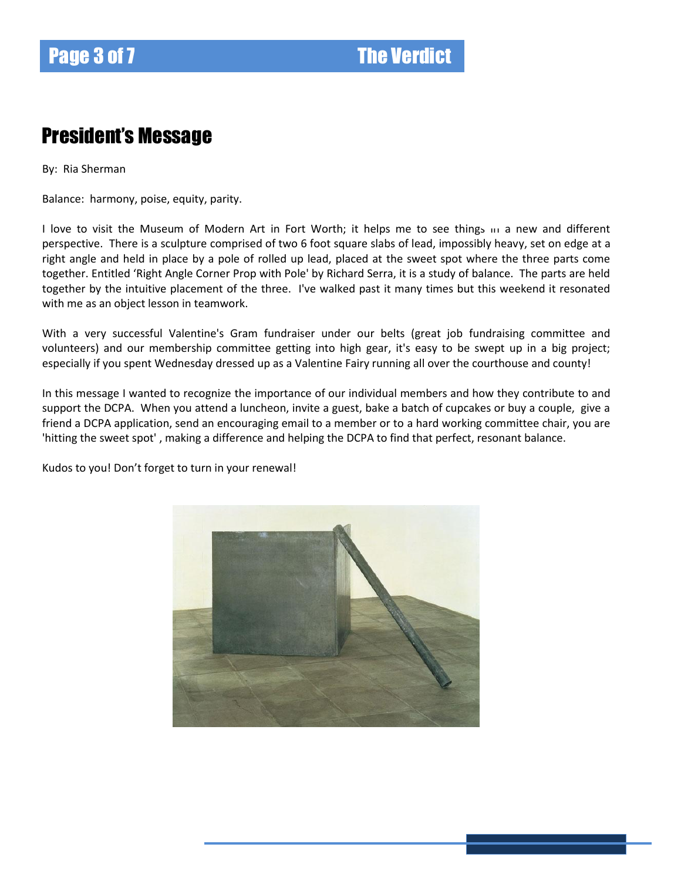## President's Message

By: Ria Sherman

Balance: harmony, poise, equity, parity.

I love to visit the Museum of Modern Art in Fort Worth; it helps me to see things in a new and different perspective. There is a sculpture comprised of two 6 foot square slabs of lead, impossibly heavy, set on edge at a right angle and held in place by a pole of rolled up lead, placed at the sweet spot where the three parts come together. Entitled 'Right Angle Corner Prop with Pole' by Richard Serra, it is a study of balance. The parts are held together by the intuitive placement of the three. I've walked past it many times but this weekend it resonated with me as an object lesson in teamwork.

With a very successful Valentine's Gram fundraiser under our belts (great job fundraising committee and volunteers) and our membership committee getting into high gear, it's easy to be swept up in a big project; especially if you spent Wednesday dressed up as a Valentine Fairy running all over the courthouse and county!

In this message I wanted to recognize the importance of our individual members and how they contribute to and support the DCPA. When you attend a luncheon, invite a guest, bake a batch of cupcakes or buy a couple, give a friend a DCPA application, send an encouraging email to a member or to a hard working committee chair, you are 'hitting the sweet spot' , making a difference and helping the DCPA to find that perfect, resonant balance.

Kudos to you! Don't forget to turn in your renewal!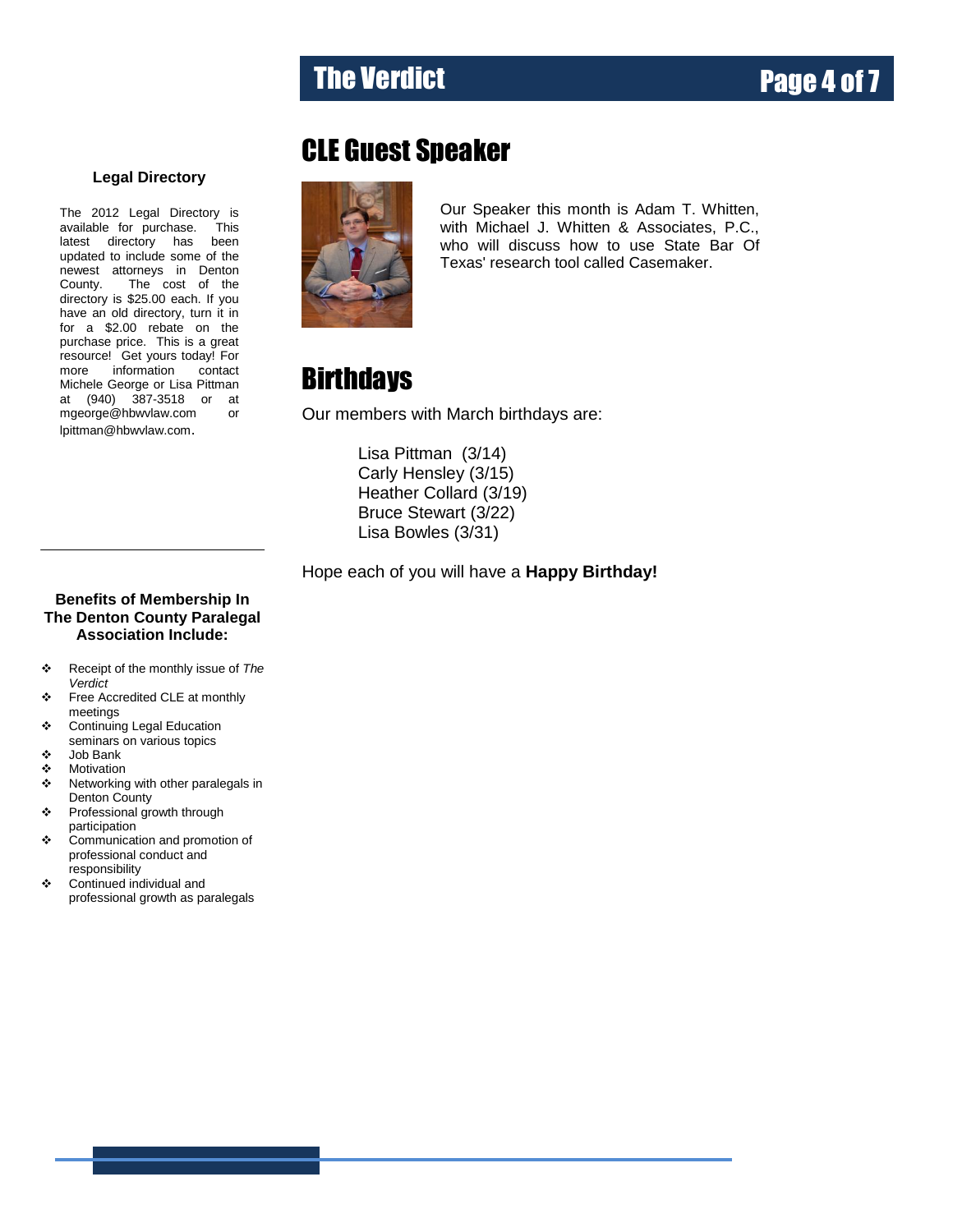## CLE Guest Speaker

Our Speaker this month is Adam T. Whitten, with Michael J. Whitten & Associates, P.C., who will discuss how to use State Bar Of Texas' research tool called Casemaker.

## Birthdays

Our members with March birthdays are:

Lisa Pittman (3/14)
Carly Hensley (3/15)
Heather Collard (3/19)
Bruce Stewart (3/22)
Lisa Bowles (3/31)

Hope each of you will have a **Happy Birthday!**

### Legal Directory

The 2012 Legal Directory is available for purchase. This latest directory has been updated to include some of the newest attorneys in Denton County. The cost of the directory is $25.00 each. If you have an old directory, turn it in for a $2.00 rebate on the purchase price. This is a great resource! Get yours today! For more information contact Michele George or Lisa Pittman at (940) 387-3518 or at mgeorge@hbwvlaw.com or lpittman@hbwvlaw.com.

### Benefits of Membership In The Denton County Paralegal Association Include:

- Receipt of the monthly issue of *The Verdict*
- Free Accredited CLE at monthly meetings
- Continuing Legal Education seminars on various topics
- Job Bank
- Motivation
- Networking with other paralegals in Denton County
- Professional growth through participation
- Communication and promotion of professional conduct and responsibility
- Continued individual and professional growth as paralegals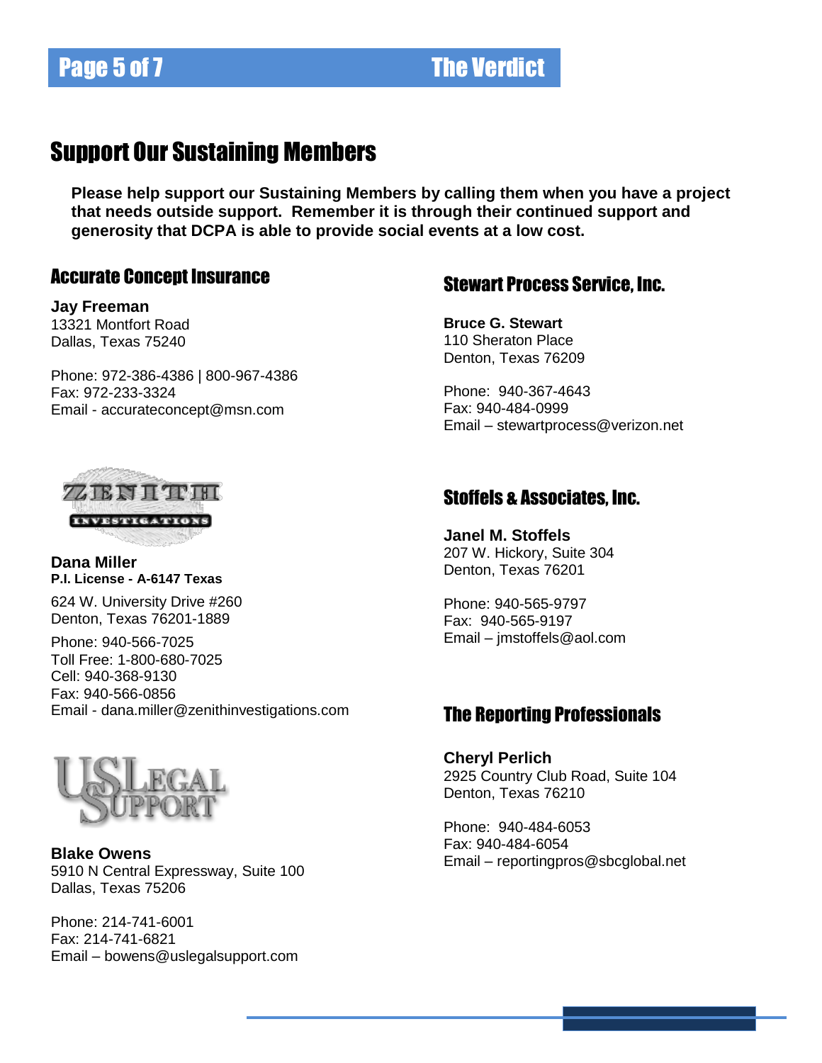# Support Our Sustaining Members

**Please help support our Sustaining Members by calling them when you have a project that needs outside support. Remember it is through their continued support and generosity that DCPA is able to provide social events at a low cost.**

## Accurate Concept Insurance

**Jay Freeman**
13321 Montfort Road
Dallas, Texas 75240

Phone: 972-386-4386 | 800-967-4386
Fax: 972-233-3324
Email - accurateconcept@msn.com

## Zenith Investigations

**Dana Miller**
**P.I. License - A-6147 Texas**

624 W. University Drive #260
Denton, Texas 76201-1889

Phone: 940-566-7025
Toll Free: 1-800-680-7025
Cell: 940-368-9130
Fax: 940-566-0856
Email - dana.miller@zenithinvestigations.com

## US Legal Support

**Blake Owens**
5910 N Central Expressway, Suite 100
Dallas, Texas 75206

Phone: 214-741-6001
Fax: 214-741-6821
Email – bowens@uslegalsupport.com

## Stewart Process Service, Inc.

**Bruce G. Stewart**
110 Sheraton Place
Denton, Texas 76209

Phone: 940-367-4643
Fax: 940-484-0999
Email – stewartprocess@verizon.net

## Stoffels & Associates, Inc.

**Janel M. Stoffels**
207 W. Hickory, Suite 304
Denton, Texas 76201

Phone: 940-565-9797
Fax: 940-565-9197
Email – jmstoffels@aol.com

## The Reporting Professionals

**Cheryl Perlich**
2925 Country Club Road, Suite 104
Denton, Texas 76210

Phone: 940-484-6053
Fax: 940-484-6054
Email – reportingpros@sbcglobal.net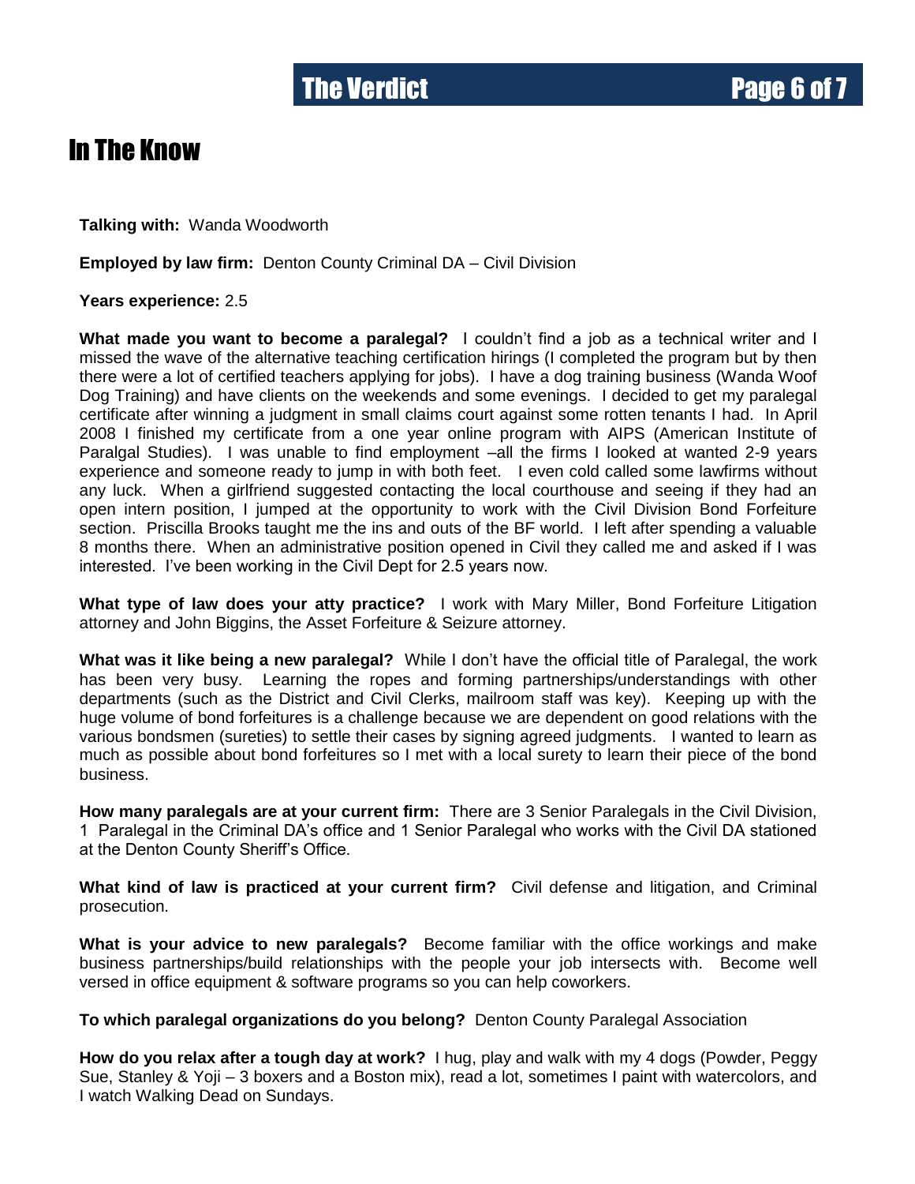# In The Know

**Talking with:** Wanda Woodworth

**Employed by law firm:** Denton County Criminal DA – Civil Division

**Years experience:** 2.5

**What made you want to become a paralegal?** I couldn't find a job as a technical writer and I missed the wave of the alternative teaching certification hirings (I completed the program but by then there were a lot of certified teachers applying for jobs). I have a dog training business (Wanda Woof Dog Training) and have clients on the weekends and some evenings. I decided to get my paralegal certificate after winning a judgment in small claims court against some rotten tenants I had. In April 2008 I finished my certificate from a one year online program with AIPS (American Institute of Paralgal Studies). I was unable to find employment –all the firms I looked at wanted 2-9 years experience and someone ready to jump in with both feet. I even cold called some lawfirms without any luck. When a girlfriend suggested contacting the local courthouse and seeing if they had an open intern position, I jumped at the opportunity to work with the Civil Division Bond Forfeiture section. Priscilla Brooks taught me the ins and outs of the BF world. I left after spending a valuable 8 months there. When an administrative position opened in Civil they called me and asked if I was interested. I've been working in the Civil Dept for 2.5 years now.

**What type of law does your atty practice?** I work with Mary Miller, Bond Forfeiture Litigation attorney and John Biggins, the Asset Forfeiture & Seizure attorney.

**What was it like being a new paralegal?** While I don't have the official title of Paralegal, the work has been very busy. Learning the ropes and forming partnerships/understandings with other departments (such as the District and Civil Clerks, mailroom staff was key). Keeping up with the huge volume of bond forfeitures is a challenge because we are dependent on good relations with the various bondsmen (sureties) to settle their cases by signing agreed judgments. I wanted to learn as much as possible about bond forfeitures so I met with a local surety to learn their piece of the bond business.

**How many paralegals are at your current firm:** There are 3 Senior Paralegals in the Civil Division, 1 Paralegal in the Criminal DA's office and 1 Senior Paralegal who works with the Civil DA stationed at the Denton County Sheriff's Office.

**What kind of law is practiced at your current firm?** Civil defense and litigation, and Criminal prosecution.

**What is your advice to new paralegals?** Become familiar with the office workings and make business partnerships/build relationships with the people your job intersects with. Become well versed in office equipment & software programs so you can help coworkers.

**To which paralegal organizations do you belong?** Denton County Paralegal Association

**How do you relax after a tough day at work?** I hug, play and walk with my 4 dogs (Powder, Peggy Sue, Stanley & Yoji – 3 boxers and a Boston mix), read a lot, sometimes I paint with watercolors, and I watch Walking Dead on Sundays.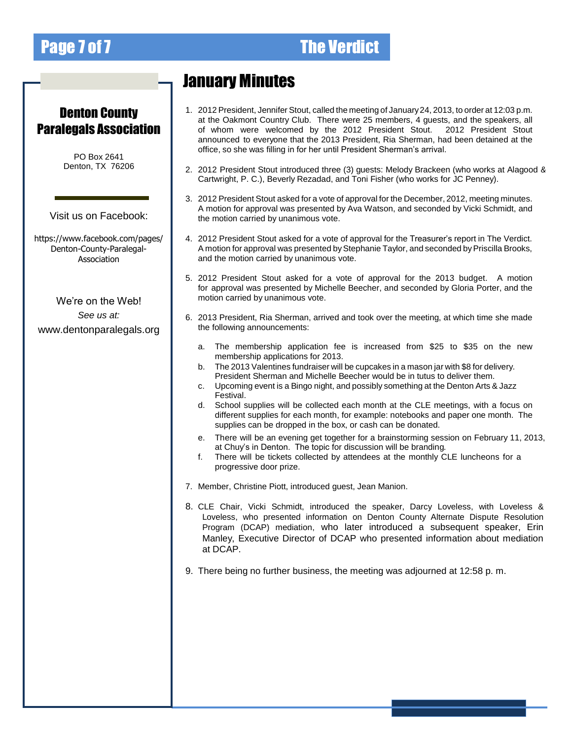## Denton County Paralegals Association

PO Box 2641
Denton, TX 76206

Visit us on Facebook:

https://www.facebook.com/pages/Denton-County-Paralegal-Association

We're on the Web!

*See us at:*

www.dentonparalegals.org

# January Minutes

1. 2012 President, Jennifer Stout, called the meeting of January 24, 2013, to order at 12:03 p.m. at the Oakmont Country Club. There were 25 members, 4 guests, and the speakers, all of whom were welcomed by the 2012 President Stout. 2012 President Stout announced to everyone that the 2013 President, Ria Sherman, had been detained at the office, so she was filling in for her until President Sherman's arrival.

2. 2012 President Stout introduced three (3) guests: Melody Brackeen (who works at Alagood & Cartwright, P. C.), Beverly Rezadad, and Toni Fisher (who works for JC Penney).

3. 2012 President Stout asked for a vote of approval for the December, 2012, meeting minutes. A motion for approval was presented by Ava Watson, and seconded by Vicki Schmidt, and the motion carried by unanimous vote.

4. 2012 President Stout asked for a vote of approval for the Treasurer's report in The Verdict. A motion for approval was presented by Stephanie Taylor, and seconded by Priscilla Brooks, and the motion carried by unanimous vote.

5. 2012 President Stout asked for a vote of approval for the 2013 budget. A motion for approval was presented by Michelle Beecher, and seconded by Gloria Porter, and the motion carried by unanimous vote.

6. 2013 President, Ria Sherman, arrived and took over the meeting, at which time she made the following announcements:

   a. The membership application fee is increased from $25 to $35 on the new membership applications for 2013.
   b. The 2013 Valentines fundraiser will be cupcakes in a mason jar with $8 for delivery. President Sherman and Michelle Beecher would be in tutus to deliver them.
   c. Upcoming event is a Bingo night, and possibly something at the Denton Arts & Jazz Festival.
   d. School supplies will be collected each month at the CLE meetings, with a focus on different supplies for each month, for example: notebooks and paper one month. The supplies can be dropped in the box, or cash can be donated.
   e. There will be an evening get together for a brainstorming session on February 11, 2013, at Chuy's in Denton. The topic for discussion will be branding.
   f. There will be tickets collected by attendees at the monthly CLE luncheons for a progressive door prize.

7. Member, Christine Piott, introduced guest, Jean Manion.

8. CLE Chair, Vicki Schmidt, introduced the speaker, Darcy Loveless, with Loveless & Loveless, who presented information on Denton County Alternate Dispute Resolution Program (DCAP) mediation, who later introduced a subsequent speaker, Erin Manley, Executive Director of DCAP who presented information about mediation at DCAP.

9. There being no further business, the meeting was adjourned at 12:58 p. m.